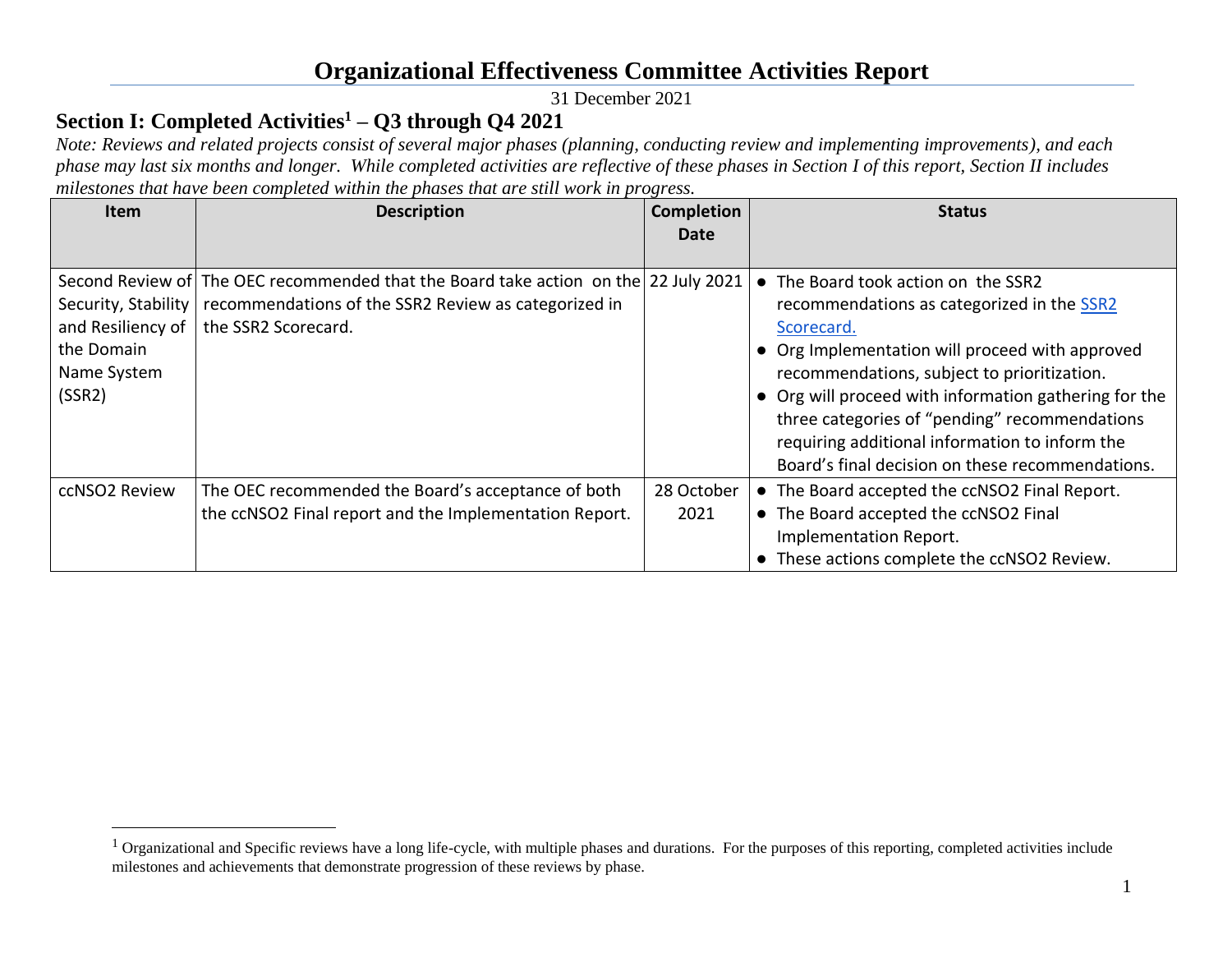# Organizational Effectiveness Committee Activities Report

31 December 2021

## Section I: Completed Activities[1] – Q3 through Q4 2021

*Note: Reviews and related projects consist of several major phases (planning, conducting review and implementing improvements), and each phase may last six months and longer. While completed activities are reflective of these phases in Section I of this report, Section II includes milestones that have been completed within the phases that are still work in progress.*

| Item | Description | Completion Date | Status |
|---|---|---|---|
| Second Review of Security, Stability and Resiliency of the Domain Name System (SSR2) | The OEC recommended that the Board take action on the recommendations of the SSR2 Review as categorized in the SSR2 Scorecard. | 22 July 2021 | ● The Board took action on the SSR2 recommendations as categorized in the SSR2 Scorecard.<br>● Org Implementation will proceed with approved recommendations, subject to prioritization.<br>● Org will proceed with information gathering for the three categories of "pending" recommendations requiring additional information to inform the Board's final decision on these recommendations. |
| ccNSO2 Review | The OEC recommended the Board's acceptance of both the ccNSO2 Final report and the Implementation Report. | 28 October 2021 | ● The Board accepted the ccNSO2 Final Report.<br>● The Board accepted the ccNSO2 Final Implementation Report.<br>● These actions complete the ccNSO2 Review. |

[1] Organizational and Specific reviews have a long life-cycle, with multiple phases and durations. For the purposes of this reporting, completed activities include milestones and achievements that demonstrate progression of these reviews by phase.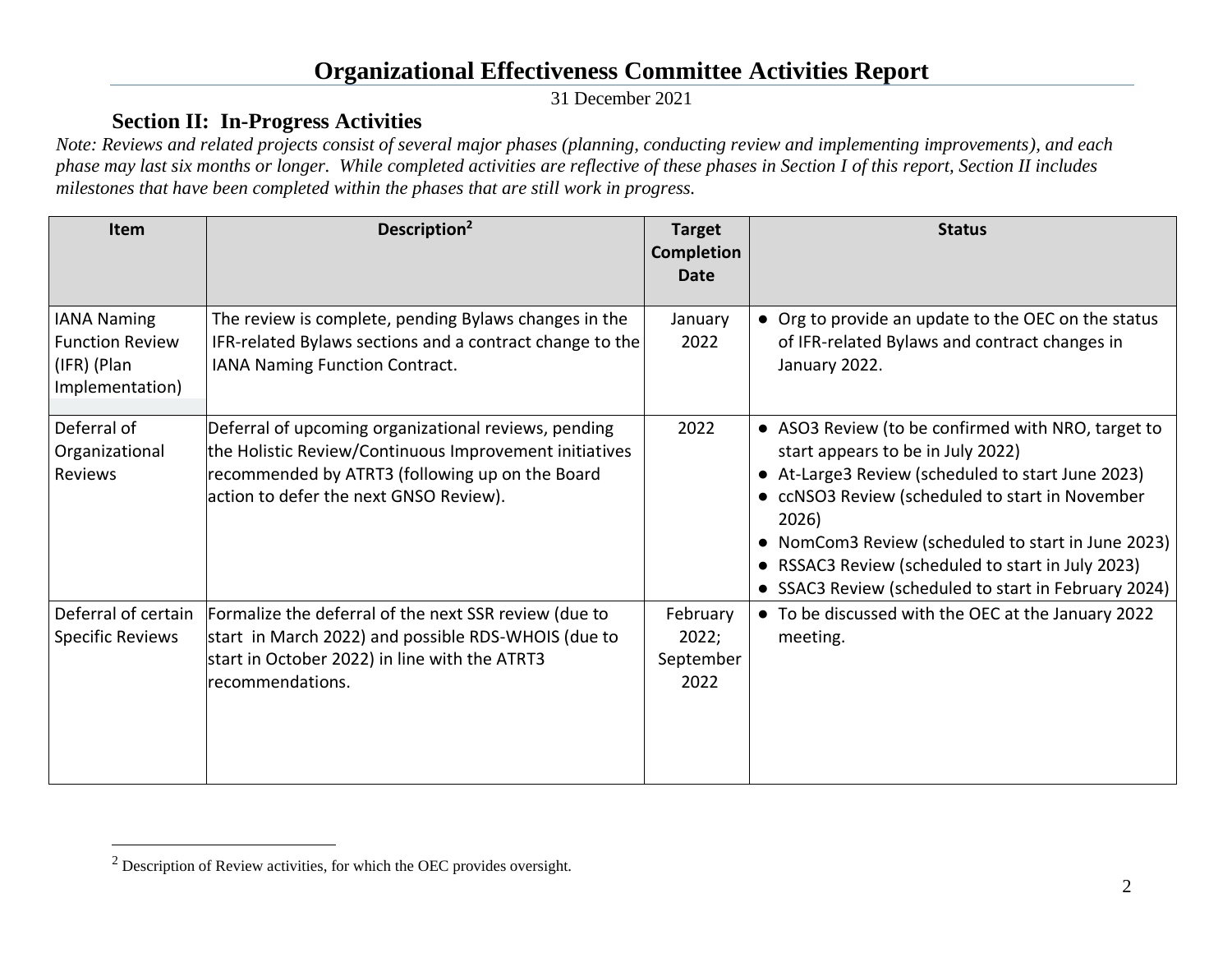# Organizational Effectiveness Committee Activities Report

31 December 2021

## Section II: In-Progress Activities

*Note: Reviews and related projects consist of several major phases (planning, conducting review and implementing improvements), and each phase may last six months or longer. While completed activities are reflective of these phases in Section I of this report, Section II includes milestones that have been completed within the phases that are still work in progress.*

| Item | Description[2] | Target Completion Date | Status |
|---|---|---|---|
| IANA Naming Function Review (IFR) (Plan Implementation) | The review is complete, pending Bylaws changes in the IFR-related Bylaws sections and a contract change to the IANA Naming Function Contract. | January 2022 | ● Org to provide an update to the OEC on the status of IFR-related Bylaws and contract changes in January 2022. |
| Deferral of Organizational Reviews | Deferral of upcoming organizational reviews, pending the Holistic Review/Continuous Improvement initiatives recommended by ATRT3 (following up on the Board action to defer the next GNSO Review). | 2022 | ● ASO3 Review (to be confirmed with NRO, target to start appears to be in July 2022)<br>● At-Large3 Review (scheduled to start June 2023)<br>● ccNSO3 Review (scheduled to start in November 2026)<br>● NomCom3 Review (scheduled to start in June 2023)<br>● RSSAC3 Review (scheduled to start in July 2023)<br>● SSAC3 Review (scheduled to start in February 2024) |
| Deferral of certain Specific Reviews | Formalize the deferral of the next SSR review (due to start in March 2022) and possible RDS-WHOIS (due to start in October 2022) in line with the ATRT3 recommendations. | February 2022; September 2022 | ● To be discussed with the OEC at the January 2022 meeting. |

[2] Description of Review activities, for which the OEC provides oversight.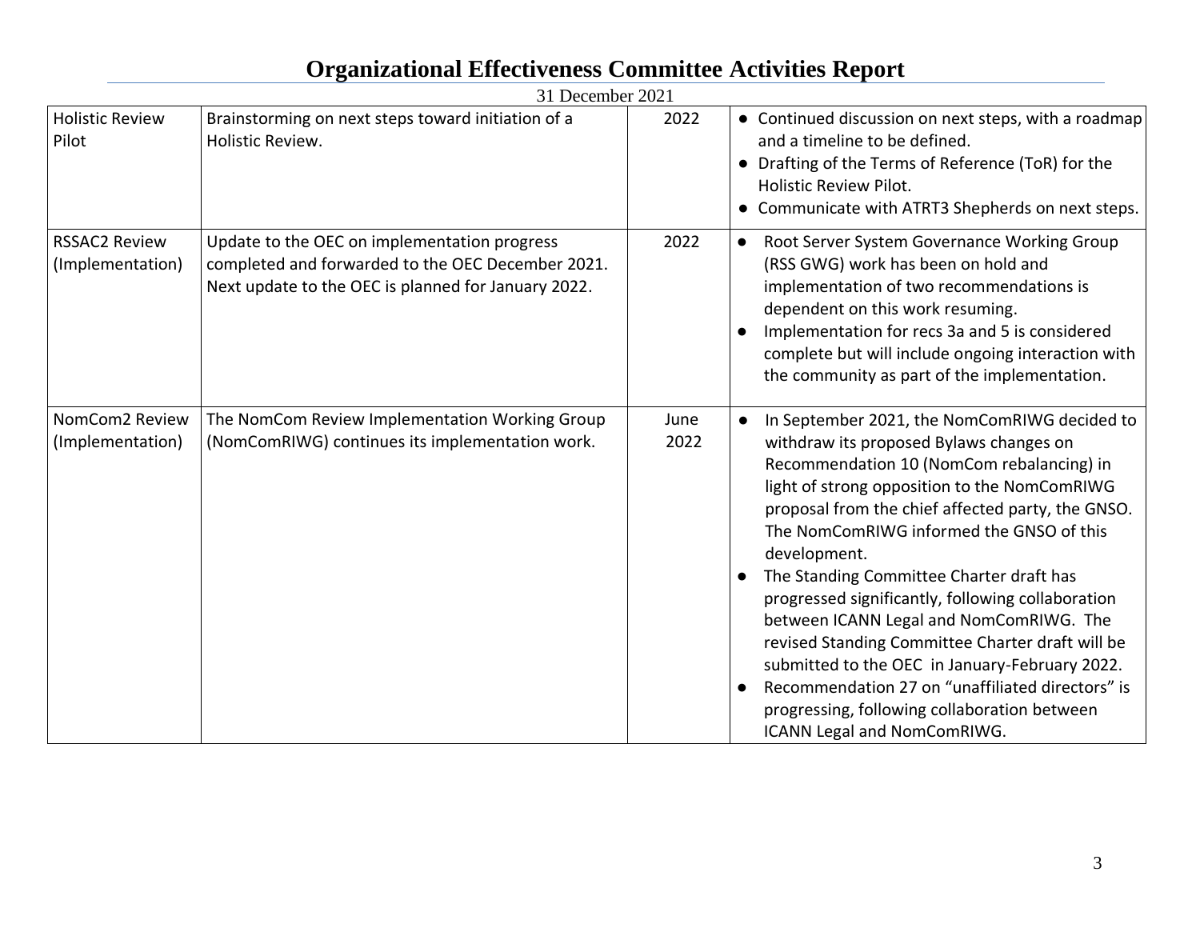| Holistic Review Pilot | Brainstorming on next steps toward initiation of a Holistic Review. | 2022 | ● Continued discussion on next steps, with a roadmap and a timeline to be defined.<br>● Drafting of the Terms of Reference (ToR) for the Holistic Review Pilot.<br>● Communicate with ATRT3 Shepherds on next steps. |
|---|---|---|---|
| RSSAC2 Review (Implementation) | Update to the OEC on implementation progress completed and forwarded to the OEC December 2021. Next update to the OEC is planned for January 2022. | 2022 | ● Root Server System Governance Working Group (RSS GWG) work has been on hold and implementation of two recommendations is dependent on this work resuming.<br>● Implementation for recs 3a and 5 is considered complete but will include ongoing interaction with the community as part of the implementation. |
| NomCom2 Review (Implementation) | The NomCom Review Implementation Working Group (NomComRIWG) continues its implementation work. | June 2022 | ● In September 2021, the NomComRIWG decided to withdraw its proposed Bylaws changes on Recommendation 10 (NomCom rebalancing) in light of strong opposition to the NomComRIWG proposal from the chief affected party, the GNSO. The NomComRIWG informed the GNSO of this development.<br>● The Standing Committee Charter draft has progressed significantly, following collaboration between ICANN Legal and NomComRIWG. The revised Standing Committee Charter draft will be submitted to the OEC in January-February 2022.<br>● Recommendation 27 on "unaffiliated directors" is progressing, following collaboration between ICANN Legal and NomComRIWG. |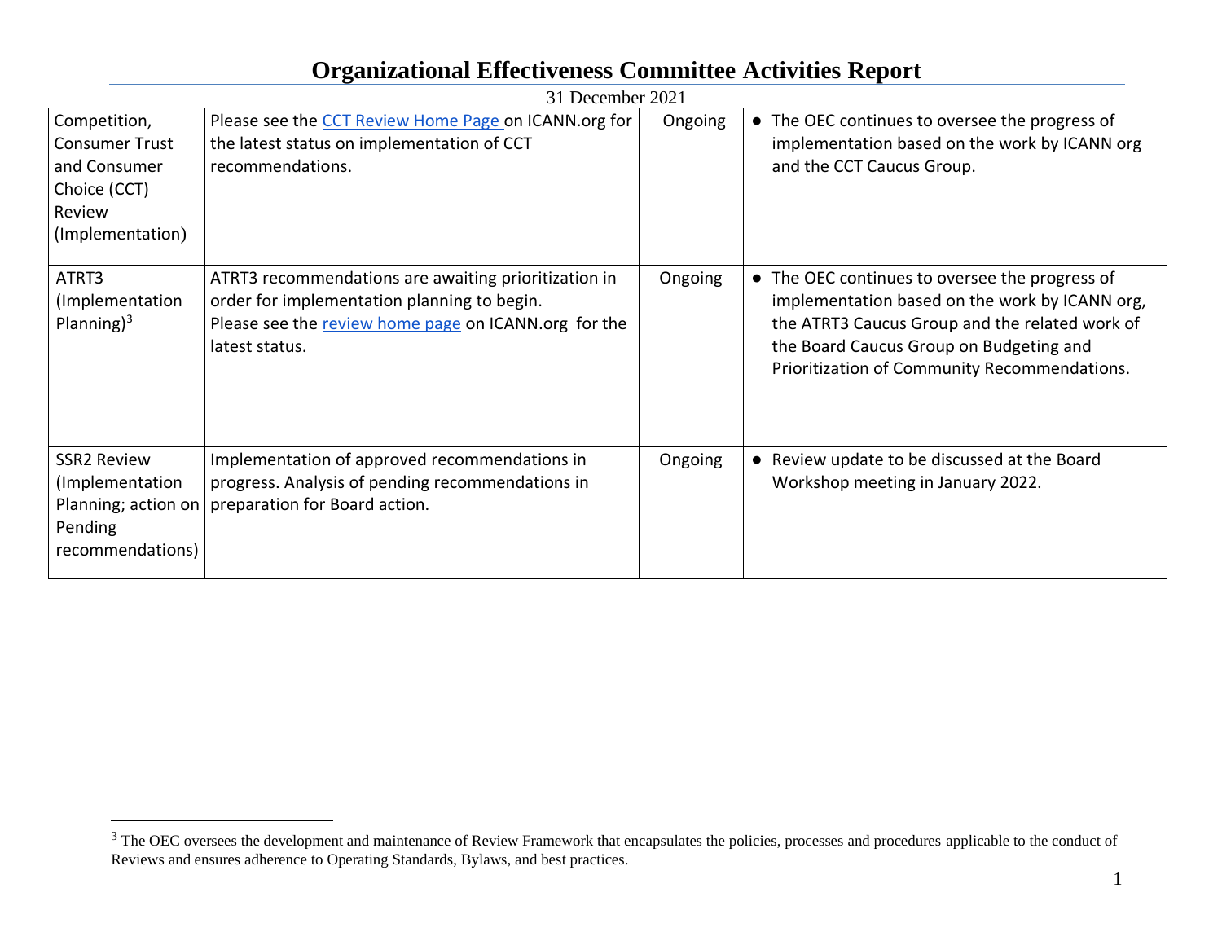| Competition, Consumer Trust and Consumer Choice (CCT) Review (Implementation) | Please see the CCT Review Home Page on ICANN.org for the latest status on implementation of CCT recommendations. | Ongoing | • The OEC continues to oversee the progress of implementation based on the work by ICANN org and the CCT Caucus Group. |
|---|---|---|---|
| ATRT3 (Implementation Planning)[3] | ATRT3 recommendations are awaiting prioritization in order for implementation planning to begin. Please see the review home page on ICANN.org for the latest status. | Ongoing | • The OEC continues to oversee the progress of implementation based on the work by ICANN org, the ATRT3 Caucus Group and the related work of the Board Caucus Group on Budgeting and Prioritization of Community Recommendations. |
| SSR2 Review (Implementation Planning; action on Pending recommendations) | Implementation of approved recommendations in progress. Analysis of pending recommendations in preparation for Board action. | Ongoing | • Review update to be discussed at the Board Workshop meeting in January 2022. |

[3] The OEC oversees the development and maintenance of Review Framework that encapsulates the policies, processes and procedures applicable to the conduct of Reviews and ensures adherence to Operating Standards, Bylaws, and best practices.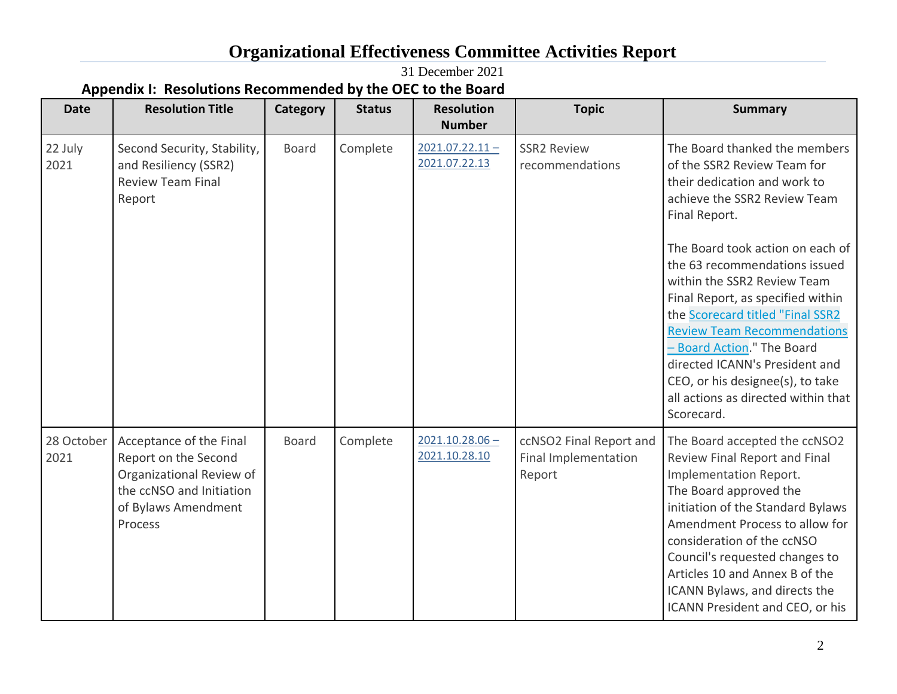# Organizational Effectiveness Committee Activities Report

31 December 2021

## Appendix I: Resolutions Recommended by the OEC to the Board

| Date | Resolution Title | Category | Status | Resolution Number | Topic | Summary |
|---|---|---|---|---|---|---|
| 22 July 2021 | Second Security, Stability, and Resiliency (SSR2) Review Team Final Report | Board | Complete | 2021.07.22.11 – 2021.07.22.13 | SSR2 Review recommendations | The Board thanked the members of the SSR2 Review Team for their dedication and work to achieve the SSR2 Review Team Final Report.<br><br>The Board took action on each of the 63 recommendations issued within the SSR2 Review Team Final Report, as specified within the Scorecard titled "Final SSR2 Review Team Recommendations – Board Action." The Board directed ICANN's President and CEO, or his designee(s), to take all actions as directed within that Scorecard. |
| 28 October 2021 | Acceptance of the Final Report on the Second Organizational Review of the ccNSO and Initiation of Bylaws Amendment Process | Board | Complete | 2021.10.28.06 – 2021.10.28.10 | ccNSO2 Final Report and Final Implementation Report | The Board accepted the ccNSO2 Review Final Report and Final Implementation Report.<br>The Board approved the initiation of the Standard Bylaws Amendment Process to allow for consideration of the ccNSO Council's requested changes to Articles 10 and Annex B of the ICANN Bylaws, and directs the ICANN President and CEO, or his |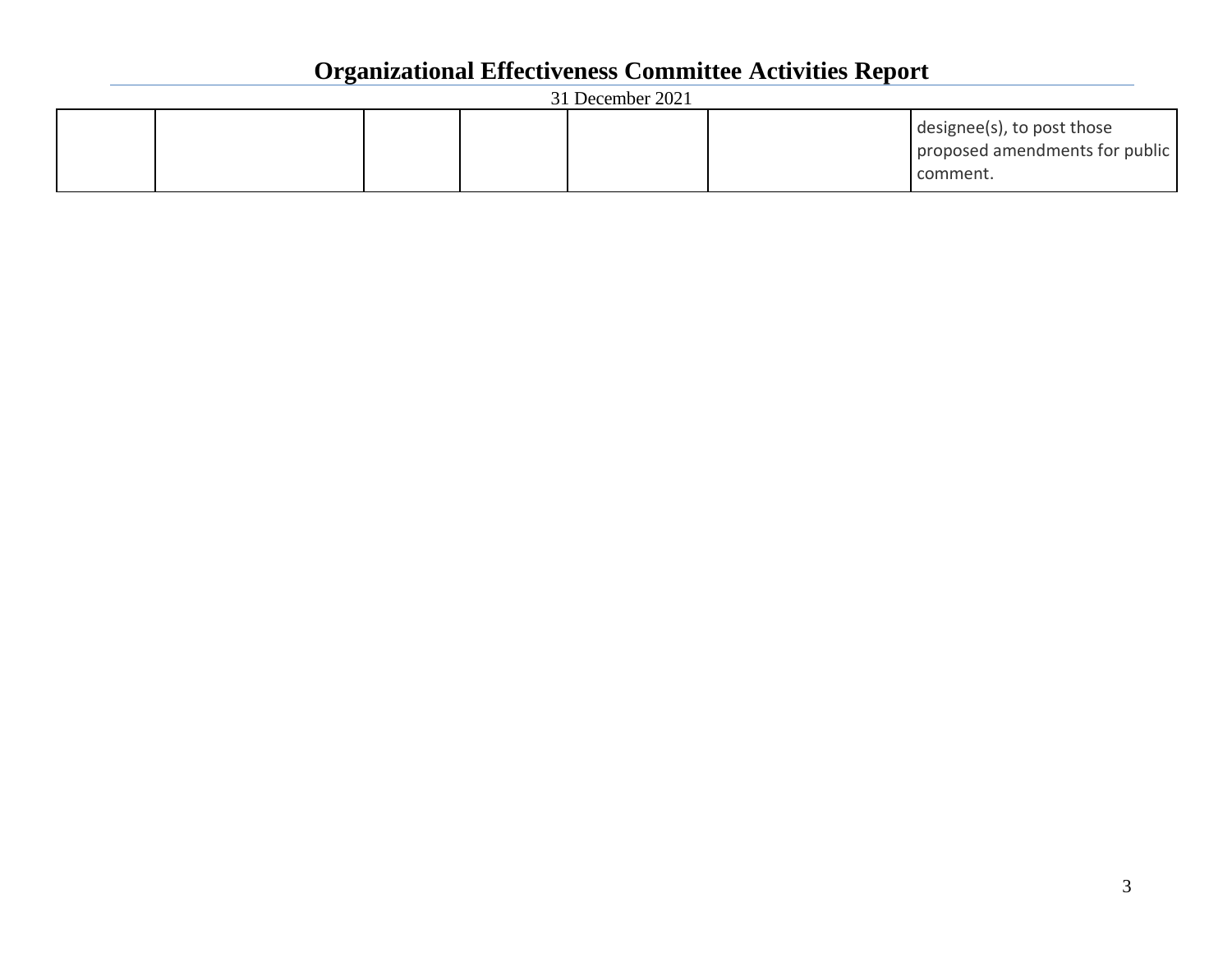| | | | | | | |
|---|---|---|---|---|---|---|
| | | | | | | designee(s), to post those proposed amendments for public comment. |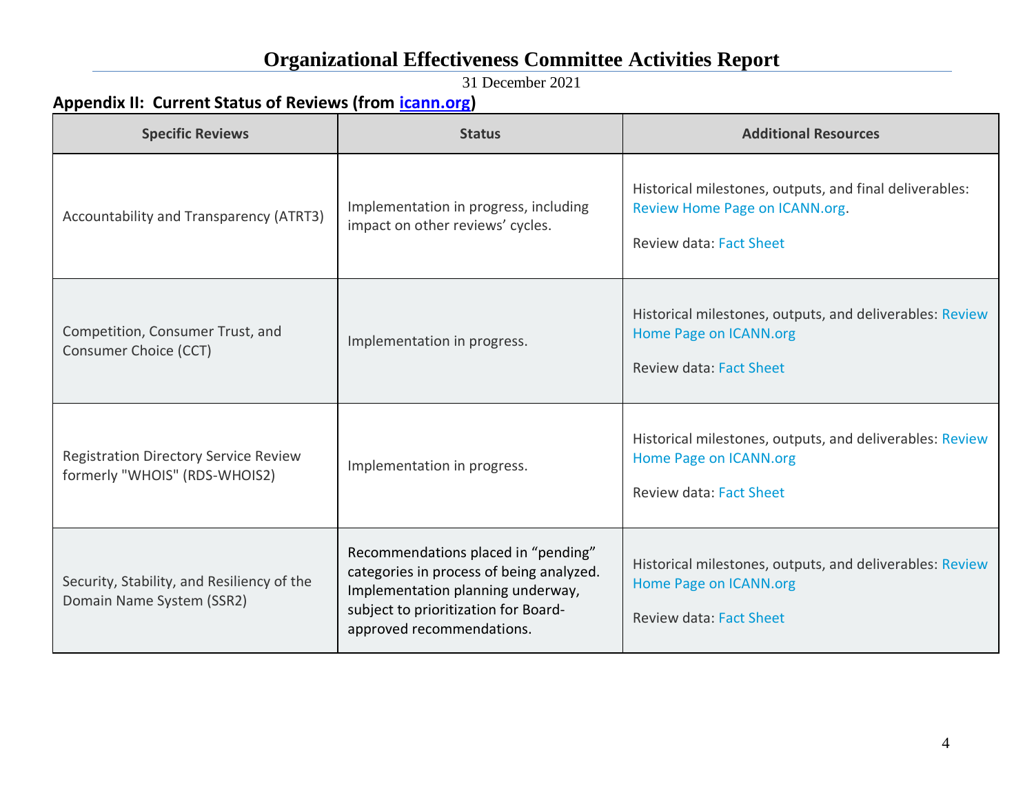# Organizational Effectiveness Committee Activities Report

31 December 2021

**Appendix II: Current Status of Reviews (from icann.org)**

| Specific Reviews | Status | Additional Resources |
|---|---|---|
| Accountability and Transparency (ATRT3) | Implementation in progress, including impact on other reviews' cycles. | Historical milestones, outputs, and final deliverables: Review Home Page on ICANN.org.<br><br>Review data: Fact Sheet |
| Competition, Consumer Trust, and Consumer Choice (CCT) | Implementation in progress. | Historical milestones, outputs, and deliverables: Review Home Page on ICANN.org<br><br>Review data: Fact Sheet |
| Registration Directory Service Review formerly "WHOIS" (RDS-WHOIS2) | Implementation in progress. | Historical milestones, outputs, and deliverables: Review Home Page on ICANN.org<br><br>Review data: Fact Sheet |
| Security, Stability, and Resiliency of the Domain Name System (SSR2) | Recommendations placed in "pending" categories in process of being analyzed. Implementation planning underway, subject to prioritization for Board-approved recommendations. | Historical milestones, outputs, and deliverables: Review Home Page on ICANN.org<br><br>Review data: Fact Sheet |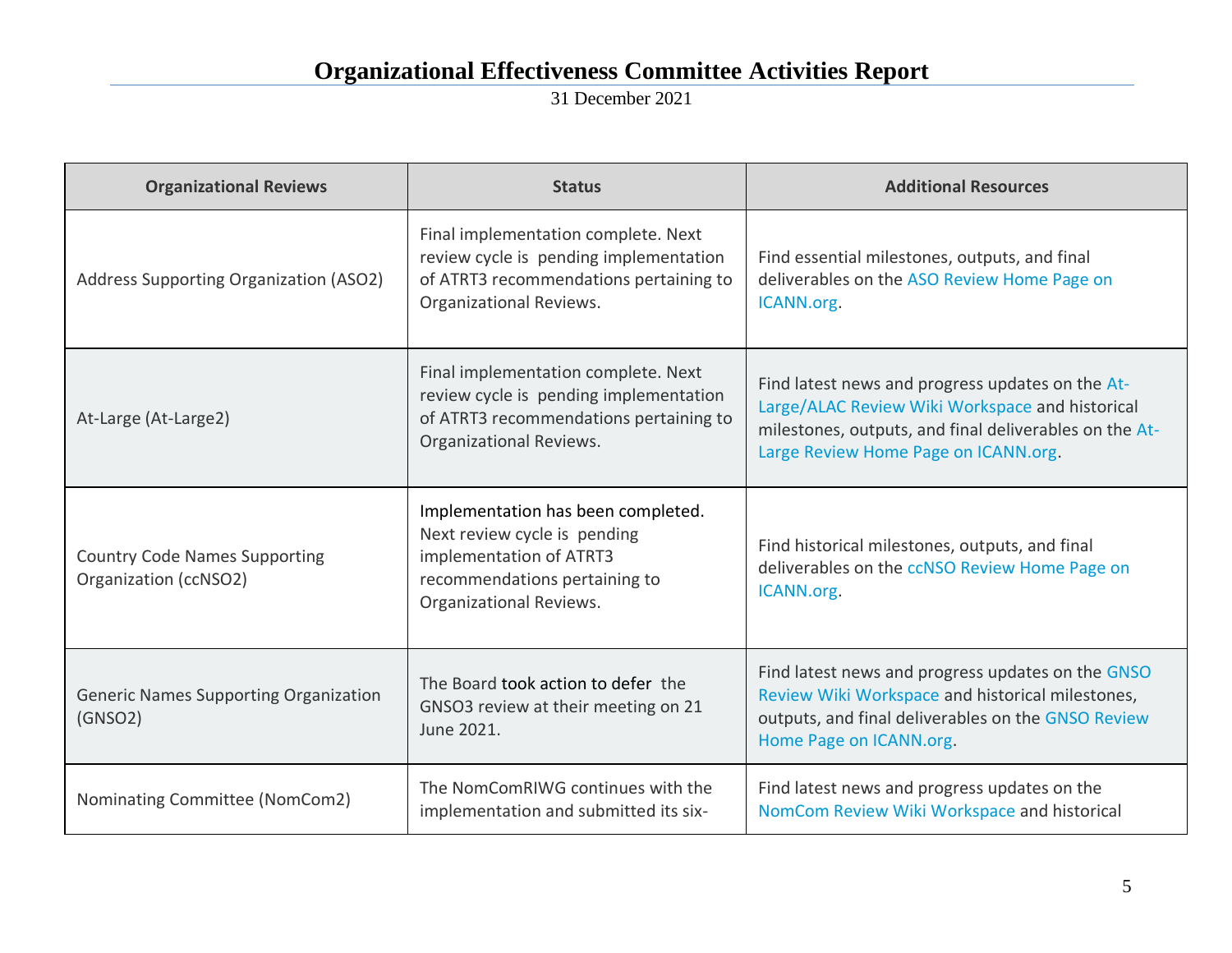# Organizational Effectiveness Committee Activities Report

31 December 2021

| Organizational Reviews | Status | Additional Resources |
|---|---|---|
| Address Supporting Organization (ASO2) | Final implementation complete. Next review cycle is pending implementation of ATRT3 recommendations pertaining to Organizational Reviews. | Find essential milestones, outputs, and final deliverables on the ASO Review Home Page on ICANN.org. |
| At-Large (At-Large2) | Final implementation complete. Next review cycle is pending implementation of ATRT3 recommendations pertaining to Organizational Reviews. | Find latest news and progress updates on the At-Large/ALAC Review Wiki Workspace and historical milestones, outputs, and final deliverables on the At-Large Review Home Page on ICANN.org. |
| Country Code Names Supporting Organization (ccNSO2) | Implementation has been completed. Next review cycle is pending implementation of ATRT3 recommendations pertaining to Organizational Reviews. | Find historical milestones, outputs, and final deliverables on the ccNSO Review Home Page on ICANN.org. |
| Generic Names Supporting Organization (GNSO2) | The Board took action to defer the GNSO3 review at their meeting on 21 June 2021. | Find latest news and progress updates on the GNSO Review Wiki Workspace and historical milestones, outputs, and final deliverables on the GNSO Review Home Page on ICANN.org. |
| Nominating Committee (NomCom2) | The NomComRIWG continues with the implementation and submitted its six- | Find latest news and progress updates on the NomCom Review Wiki Workspace and historical |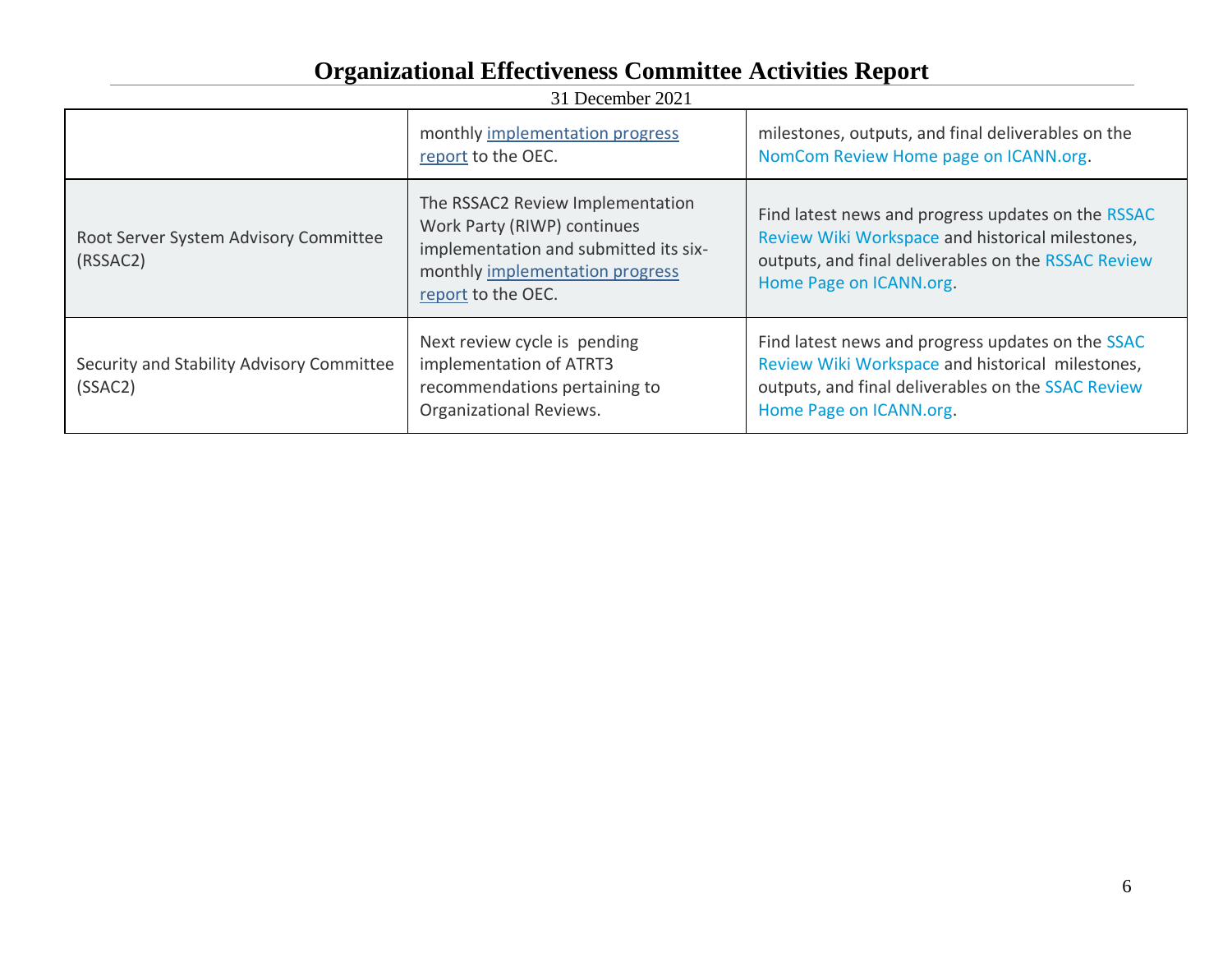| | | |
|---|---|---|
| | monthly implementation progress report to the OEC. | milestones, outputs, and final deliverables on the NomCom Review Home page on ICANN.org. |
| Root Server System Advisory Committee (RSSAC2) | The RSSAC2 Review Implementation Work Party (RIWP) continues implementation and submitted its six-monthly implementation progress report to the OEC. | Find latest news and progress updates on the RSSAC Review Wiki Workspace and historical milestones, outputs, and final deliverables on the RSSAC Review Home Page on ICANN.org. |
| Security and Stability Advisory Committee (SSAC2) | Next review cycle is pending implementation of ATRT3 recommendations pertaining to Organizational Reviews. | Find latest news and progress updates on the SSAC Review Wiki Workspace and historical milestones, outputs, and final deliverables on the SSAC Review Home Page on ICANN.org. |